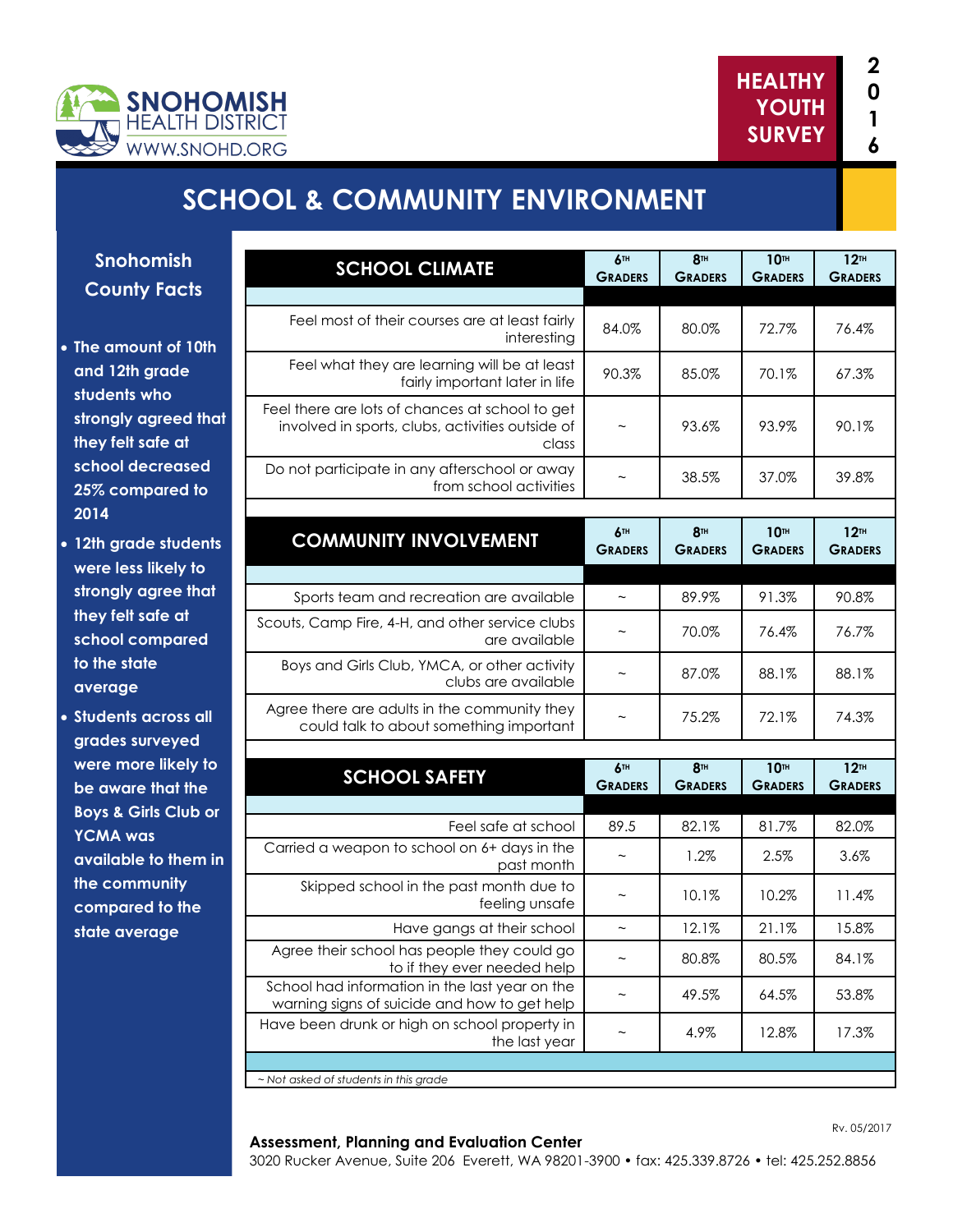SNOHOMISH HEALTH DISTRICT
WWW.SNOHD.ORG

HEALTHY YOUTH SURVEY 2016

# SCHOOL & COMMUNITY ENVIRONMENT

## Snohomish County Facts

- The amount of 10th and 12th grade students who strongly agreed that they felt safe at school decreased 25% compared to 2014
- 12th grade students were less likely to strongly agree that they felt safe at school compared to the state average
- Students across all grades surveyed were more likely to be aware that the Boys & Girls Club or YCMA was available to them in the community compared to the state average

| SCHOOL CLIMATE | 6th Graders | 8th Graders | 10th Graders | 12th Graders |
|---|---|---|---|---|
| Feel most of their courses are at least fairly interesting | 84.0% | 80.0% | 72.7% | 76.4% |
| Feel what they are learning will be at least fairly important later in life | 90.3% | 85.0% | 70.1% | 67.3% |
| Feel there are lots of chances at school to get involved in sports, clubs, activities outside of class | ~ | 93.6% | 93.9% | 90.1% |
| Do not participate in any afterschool or away from school activities | ~ | 38.5% | 37.0% | 39.8% |

| COMMUNITY INVOLVEMENT | 6th Graders | 8th Graders | 10th Graders | 12th Graders |
|---|---|---|---|---|
| Sports team and recreation are available | ~ | 89.9% | 91.3% | 90.8% |
| Scouts, Camp Fire, 4-H, and other service clubs are available | ~ | 70.0% | 76.4% | 76.7% |
| Boys and Girls Club, YMCA, or other activity clubs are available | ~ | 87.0% | 88.1% | 88.1% |
| Agree there are adults in the community they could talk to about something important | ~ | 75.2% | 72.1% | 74.3% |

| SCHOOL SAFETY | 6th Graders | 8th Graders | 10th Graders | 12th Graders |
|---|---|---|---|---|
| Feel safe at school | 89.5 | 82.1% | 81.7% | 82.0% |
| Carried a weapon to school on 6+ days in the past month | ~ | 1.2% | 2.5% | 3.6% |
| Skipped school in the past month due to feeling unsafe | ~ | 10.1% | 10.2% | 11.4% |
| Have gangs at their school | ~ | 12.1% | 21.1% | 15.8% |
| Agree their school has people they could go to if they ever needed help | ~ | 80.8% | 80.5% | 84.1% |
| School had information in the last year on the warning signs of suicide and how to get help | ~ | 49.5% | 64.5% | 53.8% |
| Have been drunk or high on school property in the last year | ~ | 4.9% | 12.8% | 17.3% |

*~ Not asked of students in this grade*

Rv. 05/2017

**Assessment, Planning and Evaluation Center**
3020 Rucker Avenue, Suite 206 Everett, WA 98201-3900 • fax: 425.339.8726 • tel: 425.252.8856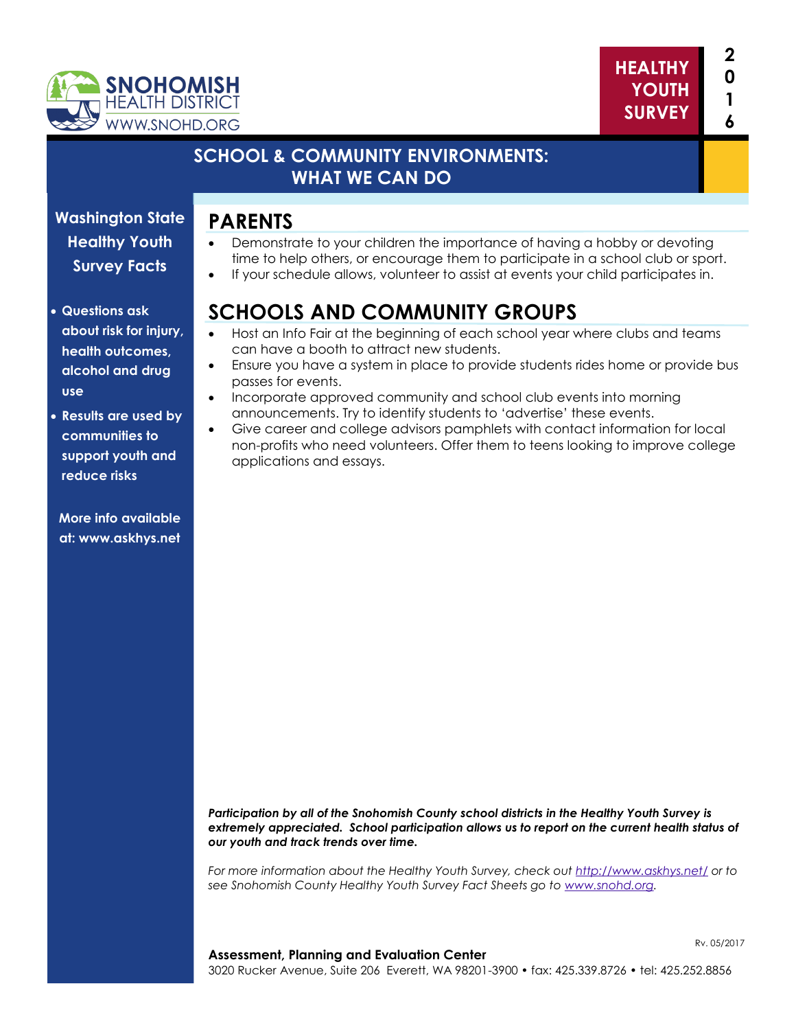**SNOHOMISH HEALTH DISTRICT**
WWW.SNOHD.ORG

**HEALTHY YOUTH SURVEY 2016**

# SCHOOL & COMMUNITY ENVIRONMENTS: WHAT WE CAN DO

**Washington State Healthy Youth Survey Facts**

- **Questions ask about risk for injury, health outcomes, alcohol and drug use**
- **Results are used by communities to support youth and reduce risks**

**More info available at: www.askhys.net**

## PARENTS

- Demonstrate to your children the importance of having a hobby or devoting time to help others, or encourage them to participate in a school club or sport.
- If your schedule allows, volunteer to assist at events your child participates in.

## SCHOOLS AND COMMUNITY GROUPS

- Host an Info Fair at the beginning of each school year where clubs and teams can have a booth to attract new students.
- Ensure you have a system in place to provide students rides home or provide bus passes for events.
- Incorporate approved community and school club events into morning announcements. Try to identify students to 'advertise' these events.
- Give career and college advisors pamphlets with contact information for local non-profits who need volunteers. Offer them to teens looking to improve college applications and essays.

***Participation by all of the Snohomish County school districts in the Healthy Youth Survey is extremely appreciated. School participation allows us to report on the current health status of our youth and track trends over time.***

*For more information about the Healthy Youth Survey, check out [http://www.askhys.net/](http://www.askhys.net/) or to see Snohomish County Healthy Youth Survey Fact Sheets go to [www.snohd.org](www.snohd.org).*

Rv. 05/2017

**Assessment, Planning and Evaluation Center**
3020 Rucker Avenue, Suite 206 Everett, WA 98201-3900 • fax: 425.339.8726 • tel: 425.252.8856